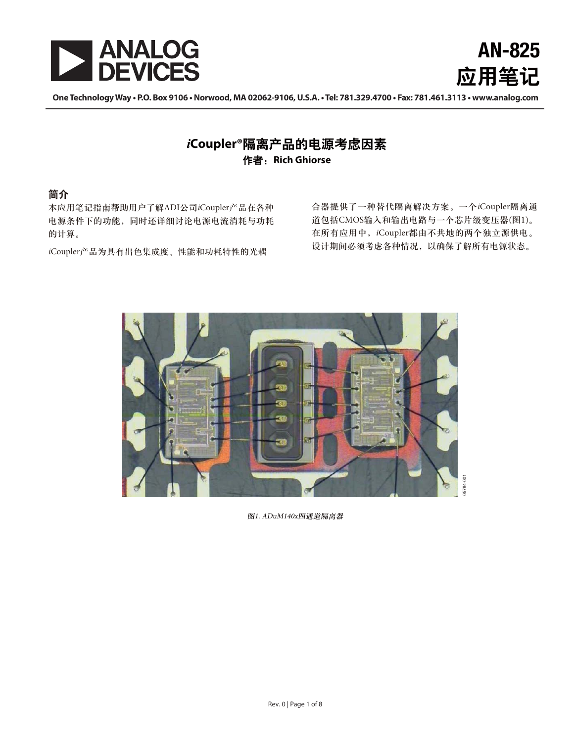# AN-825 应用笔记

One Technology Way • P.O. Box 9106 • Norwood, MA 02062-9106, U.S.A. • Tel: 781.329.4700 • Fax: 781.461.3113 • www.analog.com

## *i*Coupler®隔离产品的电源考虑因素

**作者：Rich Ghiorse**

### 简介

本应用笔记指南帮助用户了解ADI公司*i*Coupler产品在各种电源条件下的功能，同时还详细讨论电源电流消耗与功耗的计算。

*i*Coupler产品为具有出色集成度、性能和功耗特性的光耦合器提供了一种替代隔离解决方案。一个*i*Coupler隔离通道包括CMOS输入和输出电路与一个芯片级变压器(图1)。在所有应用中，*i*Coupler都由不共地的两个独立源供电。设计期间必须考虑各种情况，以确保了解所有电源状态。

*图1. ADuM140x四通道隔离器*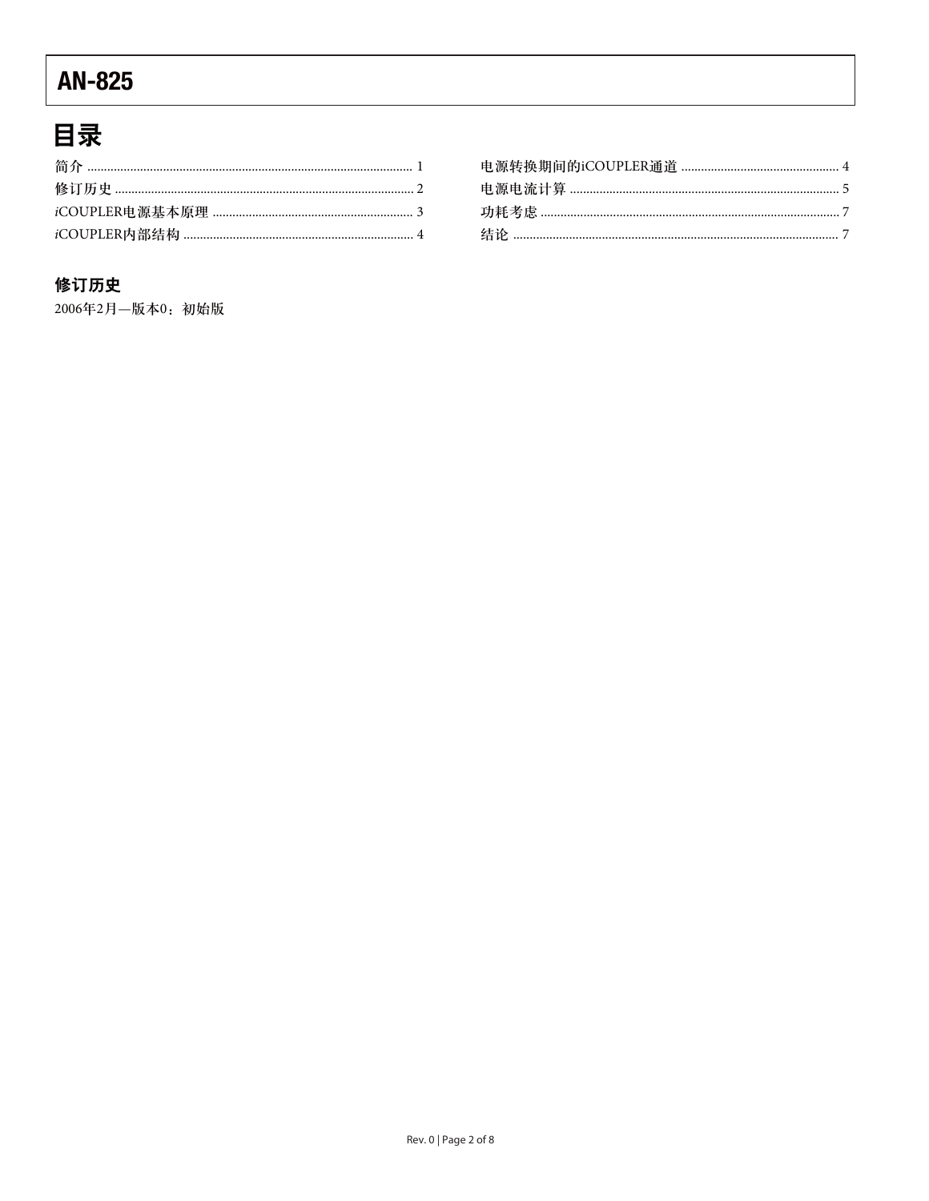## 目录

简介 ... 1
修订历史 ... 2
*i*COUPLER电源基本原理 ... 3
*i*COUPLER内部结构 ... 4
电源转换期间的iCOUPLER通道 ... 4
电源电流计算 ... 5
功耗考虑 ... 7
结论 ... 7

### 修订历史

2006年2月—版本0：初始版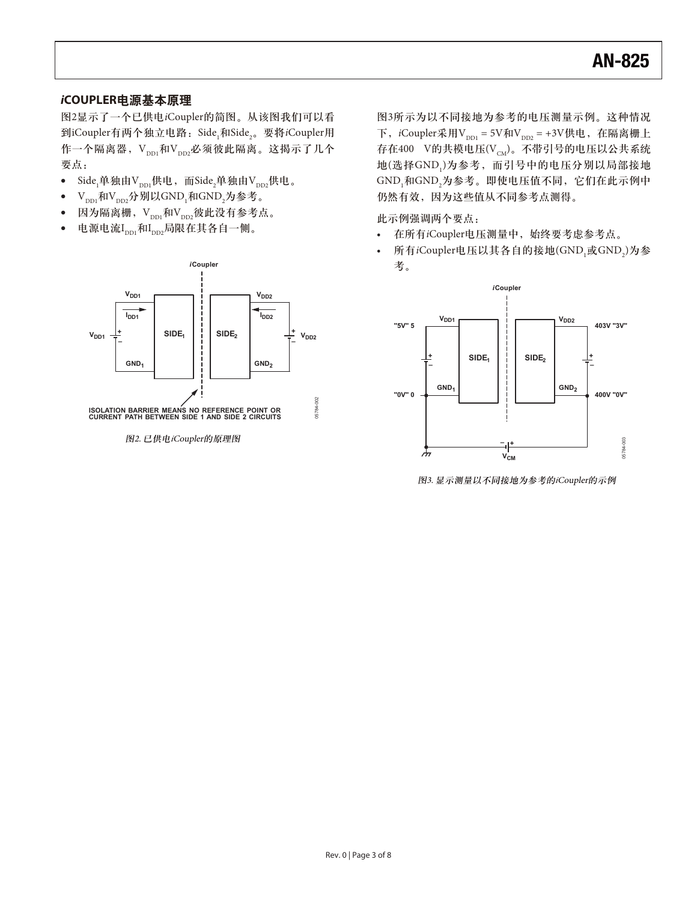## *i*COUPLER电源基本原理

图2显示了一个已供电*i*Coupler的简图。从该图我们可以看到iCoupler有两个独立电路：$Side_1$和$Side_2$。要将*i*Coupler用作一个隔离器，$V_{DD1}$和$V_{DD2}$必须彼此隔离。这揭示了几个要点：

- $Side_1$单独由$V_{DD1}$供电，而$Side_2$单独由$V_{DD2}$供电。
- $V_{DD1}$和$V_{DD2}$分别以$GND_1$和$GND_2$为参考。
- 因为隔离栅，$V_{DD1}$和$V_{DD2}$彼此没有参考点。
- 电源电流$I_{DD1}$和$I_{DD2}$局限在其各自一侧。

*图2. 已供电iCoupler的原理图*

图3所示为以不同接地为参考的电压测量示例。这种情况下，*i*Coupler采用$V_{DD1}$ = 5V和$V_{DD2}$ = +3V供电，在隔离栅上存在400 V的共模电压($V_{CM}$)。不带引号的电压以公共系统地(选择$GND_1$)为参考，而引号中的电压分别以局部接地$GND_1$和$GND_2$为参考。即使电压值不同，它们在此示例中仍然有效，因为这些值从不同参考点测得。

此示例强调两个要点：

- 在所有*i*Coupler电压测量中，始终要考虑参考点。
- 所有*i*Coupler电压以其各自的接地($GND_1$或$GND_2$)为参考。

*图3. 显示测量以不同接地为参考的iCoupler的示例*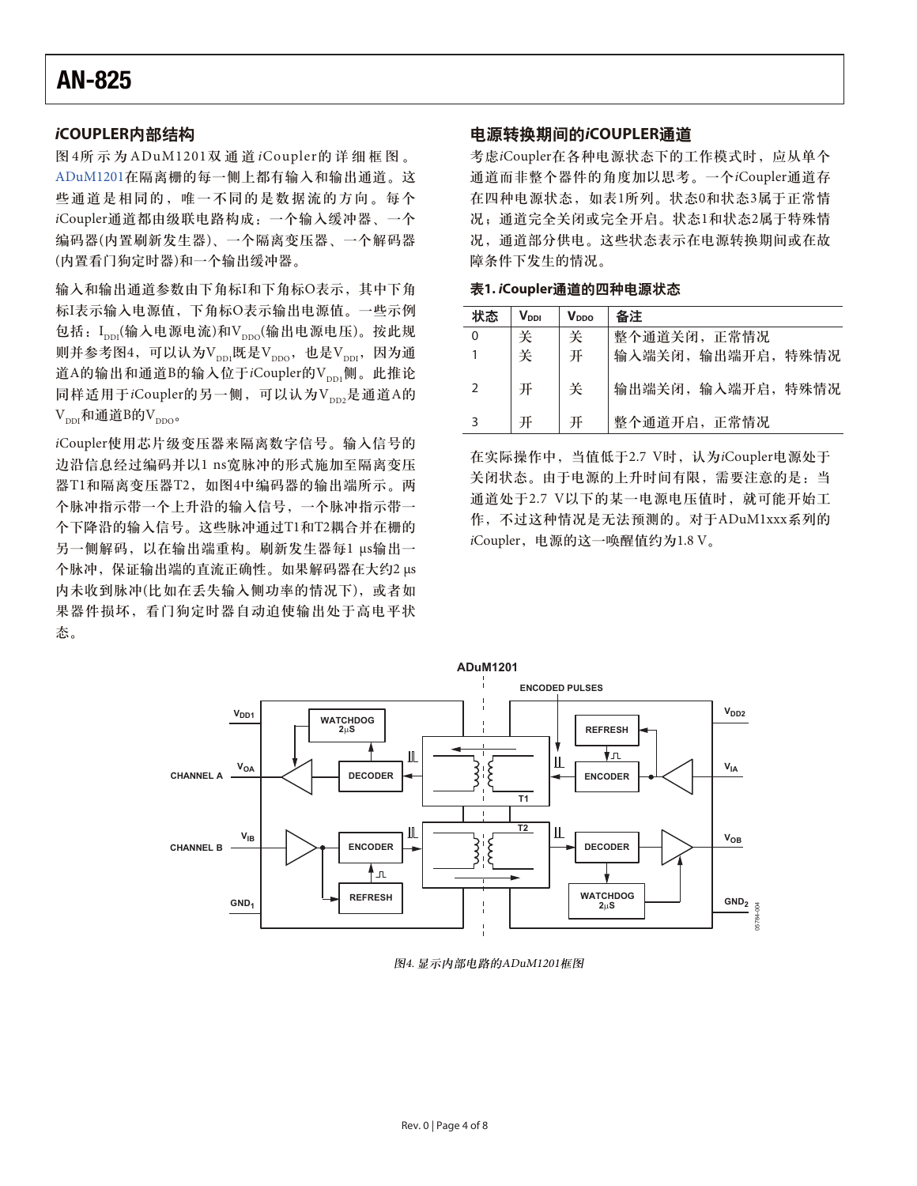## *i*COUPLER内部结构

图4所示为ADuM1201双通道*i*Coupler的详细框图。ADuM1201在隔离栅的每一侧上都有输入和输出通道。这些通道是相同的，唯一不同的是数据流的方向。每个*i*Coupler通道都由级联电路构成：一个输入缓冲器、一个编码器(内置刷新发生器)、一个隔离变压器、一个解码器(内置看门狗定时器)和一个输出缓冲器。

输入和输出通道参数由下角标I和下角标O表示，其中下角标I表示输入电源值，下角标O表示输出电源值。一些示例包括：$I_{DDI}$(输入电源电流)和$V_{DDO}$(输出电源电压)。按此规则并参考图4，可以认为$V_{DD1}$既是$V_{DDO}$，也是$V_{DDI}$，因为通道A的输出和通道B的输入位于*i*Coupler的$V_{DD1}$侧。此推论同样适用于*i*Coupler的另一侧，可以认为$V_{DD2}$是通道A的$V_{DDI}$和通道B的$V_{DDO}$。

*i*Coupler使用芯片级变压器来隔离数字信号。输入信号的边沿信息经过编码并以1 ns宽脉冲的形式施加至隔离变压器T1和隔离变压器T2，如图4中编码器的输出端所示。两个脉冲指示带一个上升沿的输入信号，一个脉冲指示带一个下降沿的输入信号。这些脉冲通过T1和T2耦合并在栅的另一侧解码，以在输出端重构。刷新发生器每1 µs输出一个脉冲，保证输出端的直流正确性。如果解码器在大约2 µs内未收到脉冲(比如在丢失输入侧功率的情况下)，或者如果器件损坏，看门狗定时器自动迫使输出处于高电平状态。

## 电源转换期间的*i*COUPLER通道

考虑*i*Coupler在各种电源状态下的工作模式时，应从单个通道而非整个器件的角度加以思考。一个*i*Coupler通道存在四种电源状态，如表1所列。状态0和状态3属于正常情况；通道完全关闭或完全开启。状态1和状态2属于特殊情况，通道部分供电。这些状态表示在电源转换期间或在故障条件下发生的情况。

**表1. *i*Coupler通道的四种电源状态**

| 状态 | $V_{DDI}$ | $V_{DDO}$ | 备注 |
|---|---|---|---|
| 0 | 关 | 关 | 整个通道关闭，正常情况 |
| 1 | 关 | 开 | 输入端关闭，输出端开启，特殊情况 |
| 2 | 开 | 关 | 输出端关闭，输入端开启，特殊情况 |
| 3 | 开 | 开 | 整个通道开启，正常情况 |

在实际操作中，当值低于2.7 V时，认为*i*Coupler电源处于关闭状态。由于电源的上升时间有限，需要注意的是：当通道处于2.7 V以下的某一电源电压值时，就可能开始工作，不过这种情况是无法预测的。对于ADuM1xxx系列的*i*Coupler，电源的这一唤醒值约为1.8 V。

*图4. 显示内部电路的ADuM1201框图*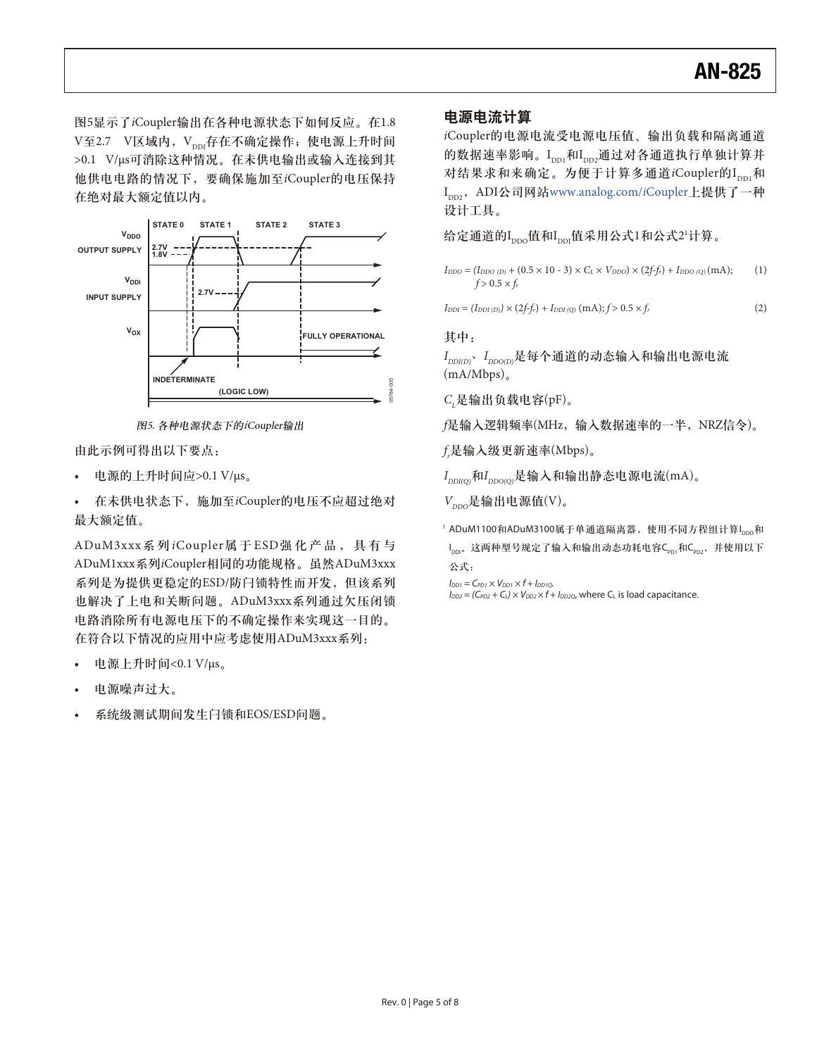图5显示了*i*Coupler输出在各种电源状态下如何反应。在1.8 V至2.7 V区域内，$V_{DDI}$存在不确定操作；使电源上升时间>0.1 V/µs可消除这种情况。在未供电输出或输入连接到其他供电电路的情况下，要确保施加至*i*Coupler的电压保持在绝对最大额定值以内。

*图5. 各种电源状态下的iCoupler输出*

由此示例可得出以下要点：

- 电源的上升时间应>0.1 V/µs。
- 在未供电状态下，施加至*i*Coupler的电压不应超过绝对最大额定值。

ADuM3xxx系列*i*Coupler属于ESD强化产品，具有与ADuM1xxx系列*i*Coupler相同的功能规格。虽然ADuM3xxx系列是为提供更稳定的ESD/防闩锁特性而开发，但该系列也解决了上电和关断问题。ADuM3xxx系列通过欠压闭锁电路消除所有电源电压下的不确定操作来实现这一目的。在符合以下情况的应用中应考虑使用ADuM3xxx系列：

- 电源上升时间<0.1 V/µs。
- 电源噪声过大。
- 系统级测试期间发生闩锁和EOS/ESD问题。

## 电源电流计算

*i*Coupler的电源电流受电源电压值、输出负载和隔离通道的数据速率影响。$I_{DD1}$和$I_{DD2}$通过对各通道执行单独计算并对结果求和来确定。为便于计算多通道*i*Coupler的$I_{DD1}$和$I_{DD2}$，ADI公司网站www.analog.com/*i*Coupler上提供了一种设计工具。

给定通道的$I_{DDO}$值和$I_{DDI}$值采用公式1和公式2[1]计算。

$$I_{DDO} = (I_{DDO\,(D)} + (0.5 \times 10 - 3) \times C_L \times V_{DDO}) \times (2f - f_r) + I_{DDO\,(Q)}\ \text{(mA)};\quad f > 0.5 \times f_r \tag{1}$$

$$I_{DDI} = (I_{DDI\,(D)}) \times (2f - f_r) + I_{DDI\,(Q)}\ \text{(mA)};\ f > 0.5 \times f_r \tag{2}$$

其中：

$I_{DDI(D)}$、$I_{DDO(D)}$是每个通道的动态输入和输出电源电流(mA/Mbps)。

$C_L$是输出负载电容(pF)。

$f$是输入逻辑频率(MHz，输入数据速率的一半，NRZ信令)。

$f_r$是输入级更新速率(Mbps)。

$I_{DDI(Q)}$和$I_{DDO(Q)}$是输入和输出静态电源电流(mA)。

$V_{DDO}$是输出电源值(V)。

[1] ADuM1100和ADuM3100属于单通道隔离器，使用不同方程组计算$I_{DDO}$和$I_{DDI}$。这两种型号规定了输入和输出动态功耗电容$C_{PD1}$和$C_{PD2}$，并使用以下公式：

$I_{DD1} = C_{PD1} \times V_{DD1} \times f + I_{DD1Q}$.

$I_{DD2} = (C_{PD2} + C_L) \times V_{DD2} \times f + I_{DD2Q}$, where $C_L$ is load capacitance.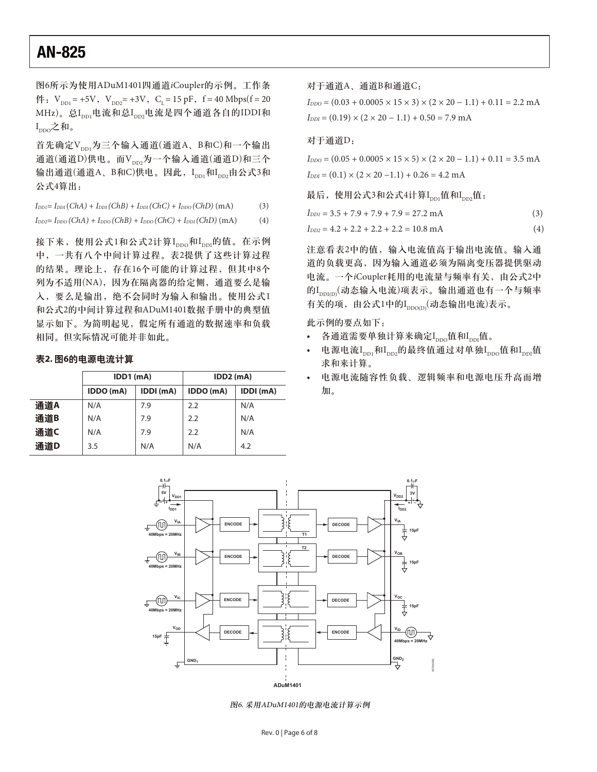图6所示为使用ADuM1401四通道*i*Coupler的示例。工作条件：$V_{DD1}$ = +5V，$V_{DD2}$ = +3V，$C_L$ = 15 pF，f = 40 Mbps(f = 20 MHz)。总$I_{DD1}$电流和总$I_{DD2}$电流是四个通道各自的IDDI和$I_{DDO}$之和。

首先确定$V_{DD1}$为三个输入通道(通道A、B和C)和一个输出通道(通道D)供电。而$V_{DD2}$为一个输入通道(通道D)和三个输出通道(通道A、B和C)供电。因此，$I_{DD1}$和$I_{DD2}$由公式3和公式4算出：

$$I_{DD1} = I_{DDI}(ChA) + I_{DDI}(ChB) + I_{DDI}(ChC) + I_{DDO}(ChD)\ \text{(mA)} \quad (3)$$

$$I_{DD2} = I_{DDO}(ChA) + I_{DDO}(ChB) + I_{DDO}(ChC) + I_{DDI}(ChD)\ \text{(mA)} \quad (4)$$

接下来，使用公式1和公式2计算$I_{DDO}$和$I_{DDI}$的值。在示例中，一共有八个中间计算过程。表2提供了这些计算过程的结果。理论上，存在16个可能的计算过程，但其中8个列为不适用(NA)，因为在隔离器的给定侧，通道要么是输入，要么是输出，绝不会同时为输入和输出。使用公式1和公式2的中间计算过程和ADuM1401数据手册中的典型值显示如下。为简明起见，假定所有通道的数据速率和负载相同。但实际情况可能并非如此。

**表2. 图6的电源电流计算**

| | IDD1 (mA) | | IDD2 (mA) | |
|---|---|---|---|---|
| | IDDO (mA) | IDDI (mA) | IDDO (mA) | IDDI (mA) |
| **通道A** | N/A | 7.9 | 2.2 | N/A |
| **通道B** | N/A | 7.9 | 2.2 | N/A |
| **通道C** | N/A | 7.9 | 2.2 | N/A |
| **通道D** | 3.5 | N/A | N/A | 4.2 |

对于通道A、通道B和通道C：

$$I_{DDO} = (0.03 + 0.0005 \times 15 \times 3) \times (2 \times 20 - 1.1) + 0.11 = 2.2\ \text{mA}$$

$$I_{DDI} = (0.19) \times (2 \times 20 - 1.1) + 0.50 = 7.9\ \text{mA}$$

对于通道D：

$$I_{DDO} = (0.05 + 0.0005 \times 15 \times 5) \times (2 \times 20 - 1.1) + 0.11 = 3.5\ \text{mA}$$

$$I_{DDI} = (0.1) \times (2 \times 20 - 1.1) + 0.26 = 4.2\ \text{mA}$$

最后，使用公式3和公式4计算$I_{DD1}$值和$I_{DD2}$值：

$$I_{DD1} = 3.5 + 7.9 + 7.9 + 7.9 = 27.2\ \text{mA} \quad (3)$$

$$I_{DD2} = 4.2 + 2.2 + 2.2 + 2.2 = 10.8\ \text{mA} \quad (4)$$

注意看表2中的值，输入电流值高于输出电流值。输入通道的负载更高，因为输入通道必须为隔离变压器提供驱动电流。一个*i*Coupler耗用的电流量与频率有关，由公式2中的$I_{DDI(D)}$(动态输入电流)项表示。输出通道也有一个与频率有关的项，由公式1中的$I_{DDO(D)}$(动态输出电流)表示。

此示例的要点如下：

- 各通道需要单独计算来确定$I_{DDO}$值和$I_{DDI}$值。
- 电源电流$I_{DD1}$和$I_{DD2}$的最终值通过对单独$I_{DDO}$值和$I_{DDI}$值求和来计算。
- 电源电流随容性负载、逻辑频率和电源电压升高而增加。

*图6. 采用ADuM1401的电源电流计算示例*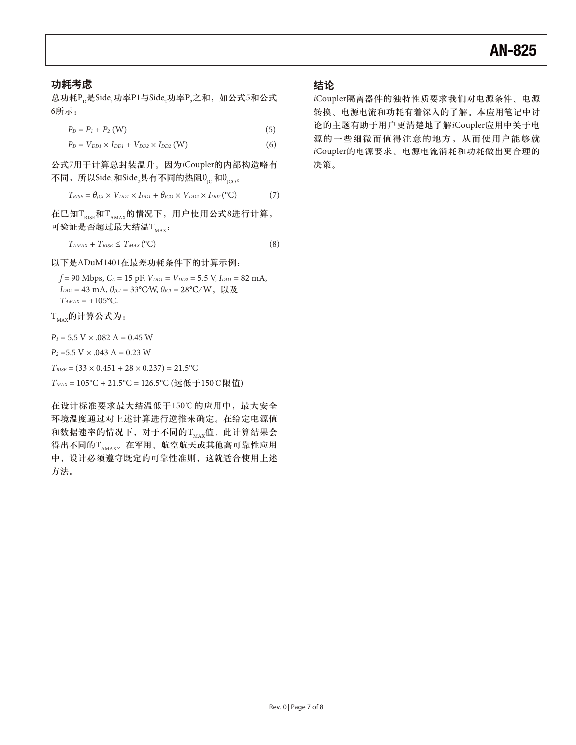## 功耗考虑

总功耗$P_D$是$Side_1$功率P1与$Side_2$功率$P_2$之和，如公式5和公式6所示：

$$P_D = P_1 + P_2 \text{ (W)} \quad (5)$$

$$P_D = V_{DD1} \times I_{DD1} + V_{DD2} \times I_{DD2} \text{ (W)} \quad (6)$$

公式7用于计算总封装温升。因为*i*Coupler的内部构造略有不同，所以$Side_1$和$Side_2$具有不同的热阻$\theta_{JCI}$和$\theta_{JCO}$。

$$T_{RISE} = \theta_{JCI} \times V_{DD1} \times I_{DD1} + \theta_{JCO} \times V_{DD2} \times I_{DD2} \text{ (°C)} \quad (7)$$

在已知$T_{RISE}$和$T_{AMAX}$的情况下，用户使用公式8进行计算，可验证是否超过最大结温$T_{MAX}$：

$$T_{AMAX} + T_{RISE} \leq T_{MAX} \text{ (°C)} \quad (8)$$

以下是ADuM1401在最差功耗条件下的计算示例：

$f$ = 90 Mbps, $C_L$ = 15 pF, $V_{DD1} = V_{DD2}$ = 5.5 V, $I_{DD1}$ = 82 mA, $I_{DD2}$ = 43 mA, $\theta_{JCI}$ = 33°C/W, $\theta_{JCI}$ = 28°C/W，以及 $T_{AMAX}$ = +105°C.

$T_{MAX}$的计算公式为：

$P_1$ = 5.5 V × .082 A = 0.45 W

$P_2$ =5.5 V × .043 A = 0.23 W

$T_{RISE}$ = (33 × 0.451 + 28 × 0.237) = 21.5°C

$T_{MAX}$ = 105°C + 21.5°C = 126.5°C (远低于150℃限值)

在设计标准要求最大结温低于150℃的应用中，最大安全环境温度通过对上述计算进行逆推来确定。在给定电源值和数据速率的情况下，对于不同的$T_{MAX}$值，此计算结果会得出不同的$T_{AMAX}$。在军用、航空航天或其他高可靠性应用中，设计必须遵守既定的可靠性准则，这就适合使用上述方法。

## 结论

*i*Coupler隔离器件的独特性质要求我们对电源条件、电源转换、电源电流和功耗有着深入的了解。本应用笔记中讨论的主题有助于用户更清楚地了解*i*Coupler应用中关于电源的一些细微而值得注意的地方，从而使用户能够就*i*Coupler的电源要求、电源电流消耗和功耗做出更合理的决策。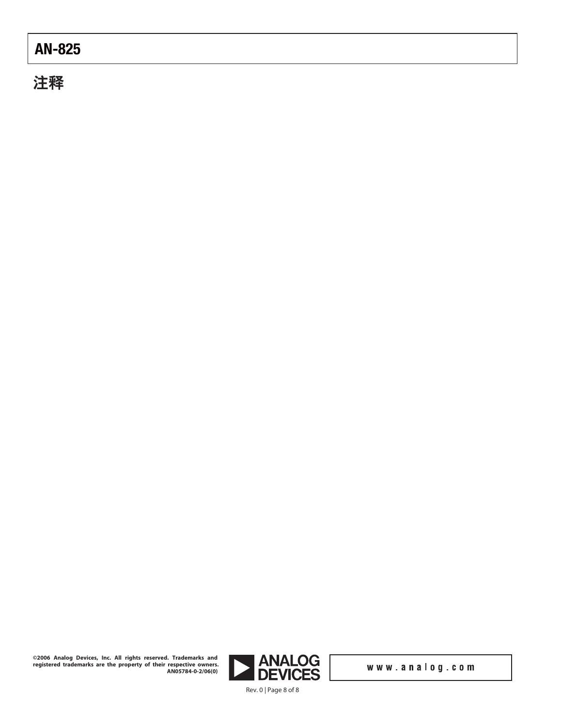## 注释

©2006 Analog Devices, Inc. All rights reserved. Trademarks and registered trademarks are the property of their respective owners.
AN05784-0-2/06(0)

www.analog.com